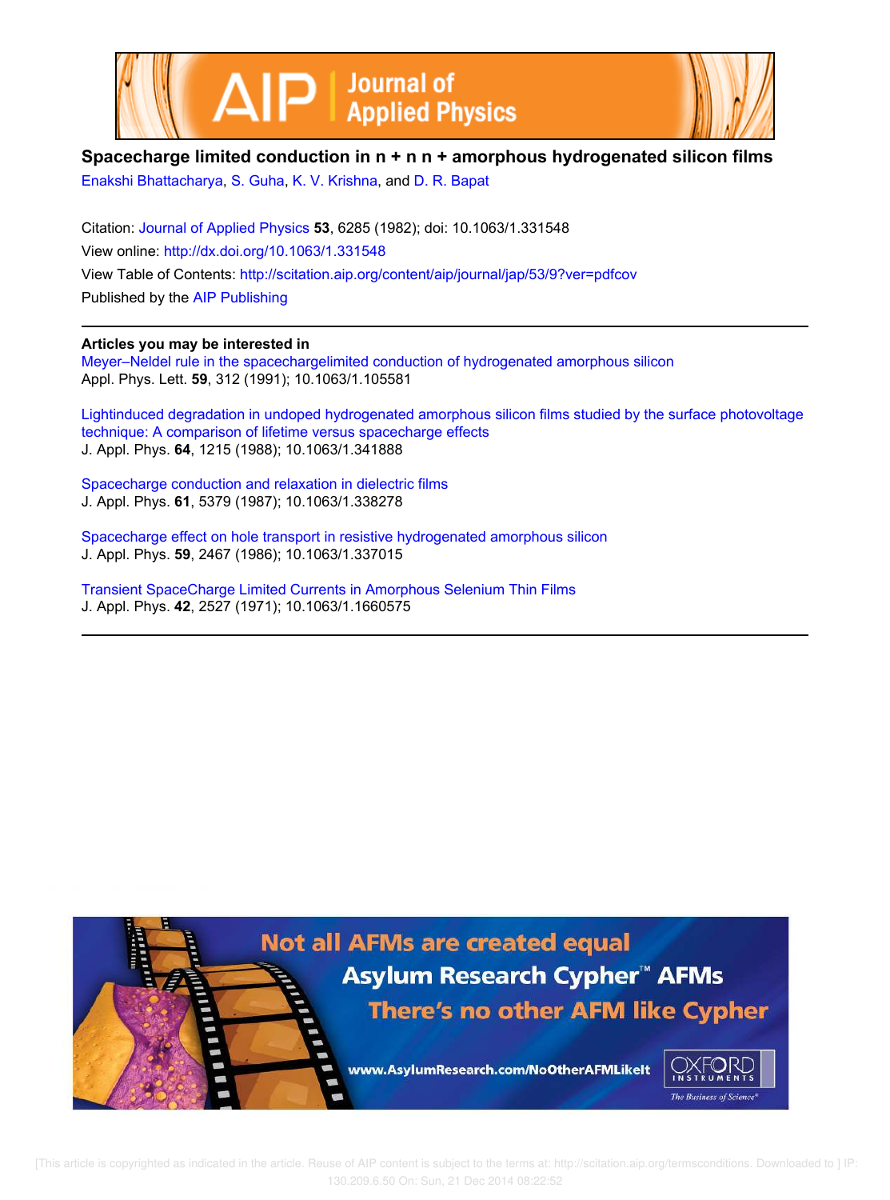# Spacecharge limited conduction in n + n n + amorphous hydrogenated silicon films

Enakshi Bhattacharya, S. Guha, K. V. Krishna, and D. R. Bapat

Citation: Journal of Applied Physics **53**, 6285 (1982); doi: 10.1063/1.331548

View online: http://dx.doi.org/10.1063/1.331548

View Table of Contents: http://scitation.aip.org/content/aip/journal/jap/53/9?ver=pdfcov

Published by the AIP Publishing

---

**Articles you may be interested in**

Meyer–Neldel rule in the spacechargelimited conduction of hydrogenated amorphous silicon
Appl. Phys. Lett. **59**, 312 (1991); 10.1063/1.105581

Lightinduced degradation in undoped hydrogenated amorphous silicon films studied by the surface photovoltage technique: A comparison of lifetime versus spacecharge effects
J. Appl. Phys. **64**, 1215 (1988); 10.1063/1.341888

Spacecharge conduction and relaxation in dielectric films
J. Appl. Phys. **61**, 5379 (1987); 10.1063/1.338278

Spacecharge effect on hole transport in resistive hydrogenated amorphous silicon
J. Appl. Phys. **59**, 2467 (1986); 10.1063/1.337015

Transient SpaceCharge Limited Currents in Amorphous Selenium Thin Films
J. Appl. Phys. **42**, 2527 (1971); 10.1063/1.1660575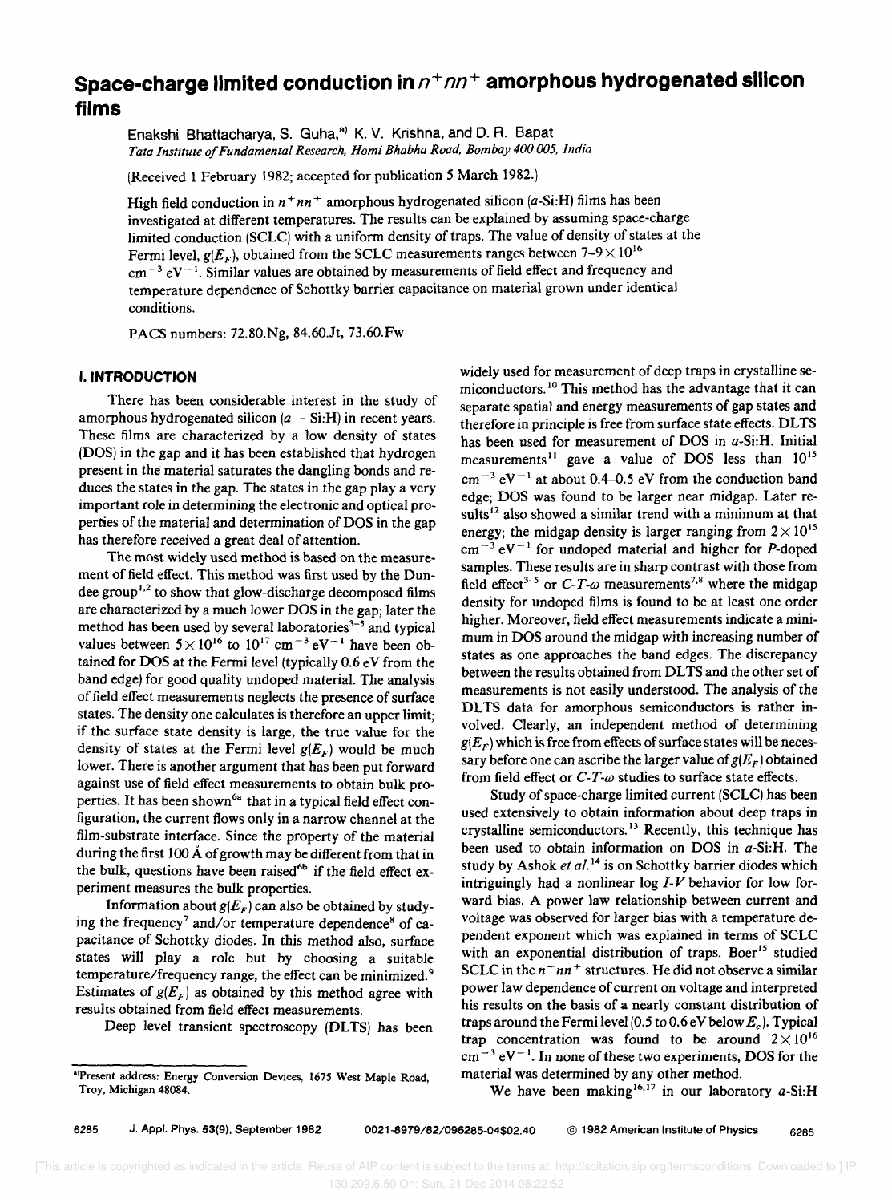# Space-charge limited conduction in $n^+nn^+$ amorphous hydrogenated silicon films

Enakshi Bhattacharya, S. Guha,[a] K. V. Krishna, and D. R. Bapat

*Tata Institute of Fundamental Research, Homi Bhabha Road, Bombay 400 005, India*

(Received 1 February 1982; accepted for publication 5 March 1982.)

High field conduction in $n^+nn^+$ amorphous hydrogenated silicon ($a$-Si:H) films has been investigated at different temperatures. The results can be explained by assuming space-charge limited conduction (SCLC) with a uniform density of traps. The value of density of states at the Fermi level, $g(E_F)$, obtained from the SCLC measurements ranges between $7\text{–}9 \times 10^{16}$ $\text{cm}^{-3}\,\text{eV}^{-1}$. Similar values are obtained by measurements of field effect and frequency and temperature dependence of Schottky barrier capacitance on material grown under identical conditions.

PACS numbers: 72.80.Ng, 84.60.Jt, 73.60.Fw

## I. INTRODUCTION

There has been considerable interest in the study of amorphous hydrogenated silicon ($a$ – Si:H) in recent years. These films are characterized by a low density of states (DOS) in the gap and it has been established that hydrogen present in the material saturates the dangling bonds and reduces the states in the gap. The states in the gap play a very important role in determining the electronic and optical properties of the material and determination of DOS in the gap has therefore received a great deal of attention.

The most widely used method is based on the measurement of field effect. This method was first used by the Dundee group[1,2] to show that glow-discharge decomposed films are characterized by a much lower DOS in the gap; later the method has been used by several laboratories[3–5] and typical values between $5 \times 10^{16}$ to $10^{17}$ $\text{cm}^{-3}\,\text{eV}^{-1}$ have been obtained for DOS at the Fermi level (typically 0.6 eV from the band edge) for good quality undoped material. The analysis of field effect measurements neglects the presence of surface states. The density one calculates is therefore an upper limit; if the surface state density is large, the true value for the density of states at the Fermi level $g(E_F)$ would be much lower. There is another argument that has been put forward against use of field effect measurements to obtain bulk properties. It has been shown[6a] that in a typical field effect configuration, the current flows only in a narrow channel at the film-substrate interface. Since the property of the material during the first 100 Å of growth may be different from that in the bulk, questions have been raised[6b] if the field effect experiment measures the bulk properties.

Information about $g(E_F)$ can also be obtained by studying the frequency[7] and/or temperature dependence[8] of capacitance of Schottky diodes. In this method also, surface states will play a role but by choosing a suitable temperature/frequency range, the effect can be minimized.[9] Estimates of $g(E_F)$ as obtained by this method agree with results obtained from field effect measurements.

Deep level transient spectroscopy (DLTS) has been widely used for measurement of deep traps in crystalline semiconductors.[10] This method has the advantage that it can separate spatial and energy measurements of gap states and therefore in principle is free from surface state effects. DLTS has been used for measurement of DOS in $a$-Si:H. Initial measurements[11] gave a value of DOS less than $10^{15}$ $\text{cm}^{-3}\,\text{eV}^{-1}$ at about 0.4–0.5 eV from the conduction band edge; DOS was found to be larger near midgap. Later results[12] also showed a similar trend with a minimum at that energy; the midgap density is larger ranging from $2 \times 10^{15}$ $\text{cm}^{-3}\,\text{eV}^{-1}$ for undoped material and higher for $P$-doped samples. These results are in sharp contrast with those from field effect[3–5] or $C$-$T$-$\omega$ measurements[7,8] where the midgap density for undoped films is found to be at least one order higher. Moreover, field effect measurements indicate a minimum in DOS around the midgap with increasing number of states as one approaches the band edges. The discrepancy between the results obtained from DLTS and the other set of measurements is not easily understood. The analysis of the DLTS data for amorphous semiconductors is rather involved. Clearly, an independent method of determining $g(E_F)$ which is free from effects of surface states will be necessary before one can ascribe the larger value of $g(E_F)$ obtained from field effect or $C$-$T$-$\omega$ studies to surface state effects.

Study of space-charge limited current (SCLC) has been used extensively to obtain information about deep traps in crystalline semiconductors.[13] Recently, this technique has been used to obtain information on DOS in $a$-Si:H. The study by Ashok *et al.*[14] is on Schottky barrier diodes which intriguingly had a nonlinear log $I$-$V$ behavior for low forward bias. A power law relationship between current and voltage was observed for larger bias with a temperature dependent exponent which was explained in terms of SCLC with an exponential distribution of traps. Boer[15] studied SCLC in the $n^+nn^+$ structures. He did not observe a similar power law dependence of current on voltage and interpreted his results on the basis of a nearly constant distribution of traps around the Fermi level (0.5 to 0.6 eV below $E_c$). Typical trap concentration was found to be around $2 \times 10^{16}$ $\text{cm}^{-3}\,\text{eV}^{-1}$. In none of these two experiments, DOS for the material was determined by any other method.

We have been making[16,17] in our laboratory $a$-Si:H

---

[a] Present address: Energy Conversion Devices, 1675 West Maple Road, Troy, Michigan 48084.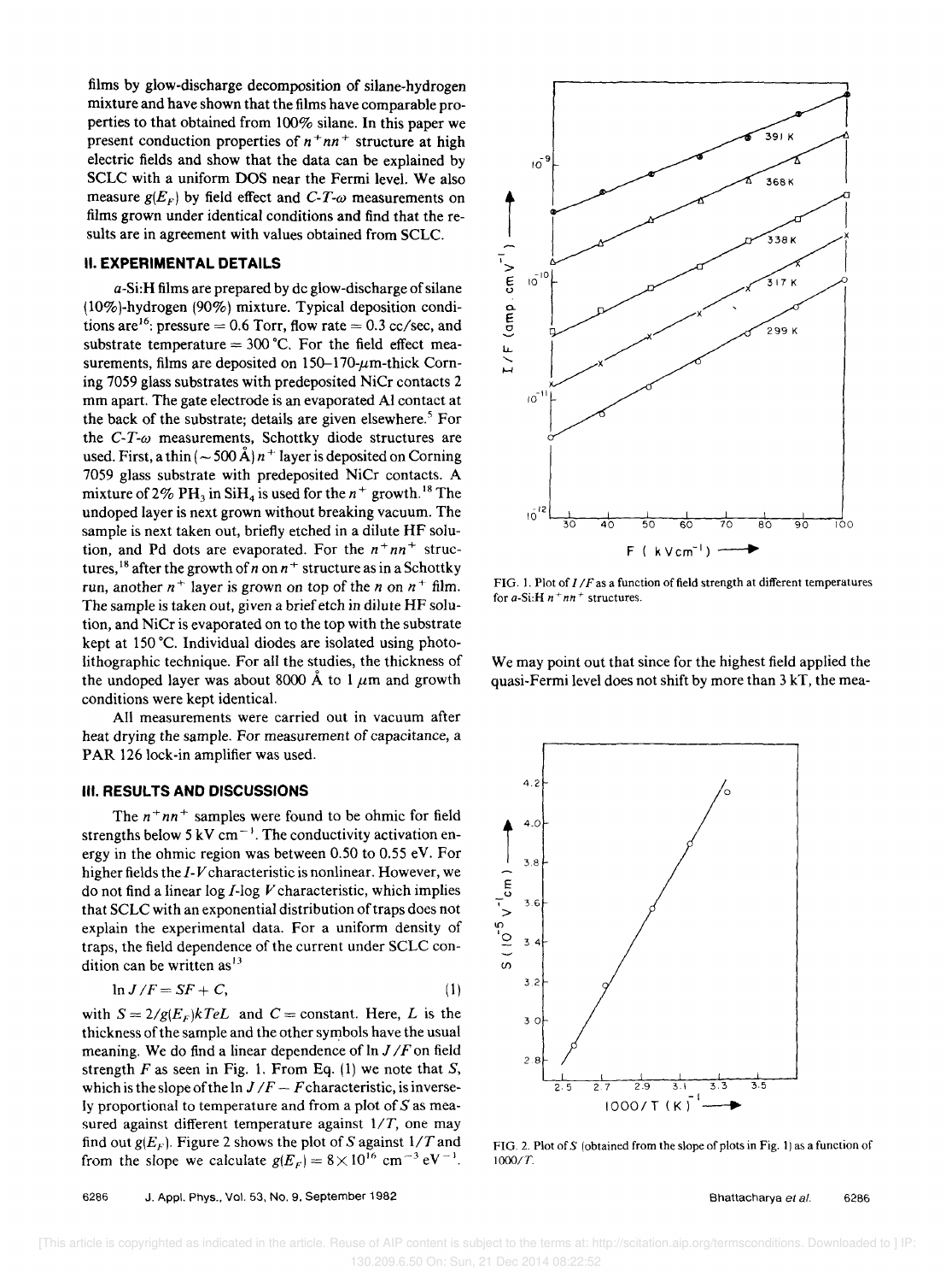films by glow-discharge decomposition of silane-hydrogen mixture and have shown that the films have comparable properties to that obtained from 100% silane. In this paper we present conduction properties of $n^+nn^+$ structure at high electric fields and show that the data can be explained by SCLC with a uniform DOS near the Fermi level. We also measure $g(E_F)$ by field effect and $C$-$T$-$\omega$ measurements on films grown under identical conditions and find that the results are in agreement with values obtained from SCLC.

## II. EXPERIMENTAL DETAILS

$a$-Si:H films are prepared by dc glow-discharge of silane (10%)-hydrogen (90%) mixture. Typical deposition conditions are[16]: pressure = 0.6 Torr, flow rate = 0.3 cc/sec, and substrate temperature = 300 °C. For the field effect measurements, films are deposited on 150–170-$\mu$m-thick Corning 7059 glass substrates with predeposited NiCr contacts 2 mm apart. The gate electrode is an evaporated Al contact at the back of the substrate; details are given elsewhere.[5] For the $C$-$T$-$\omega$ measurements, Schottky diode structures are used. First, a thin ($\sim 500$ Å) $n^+$ layer is deposited on Corning 7059 glass substrate with predeposited NiCr contacts. A mixture of 2% $PH_3$ in $SiH_4$ is used for the $n^+$ growth.[18] The undoped layer is next grown without breaking vacuum. The sample is next taken out, briefly etched in a dilute HF solution, and Pd dots are evaporated. For the $n^+nn^+$ structures,[18] after the growth of $n$ on $n^+$ structure as in a Schottky run, another $n^+$ layer is grown on top of the $n$ on $n^+$ film. The sample is taken out, given a brief etch in dilute HF solution, and NiCr is evaporated on to the top with the substrate kept at 150 °C. Individual diodes are isolated using photolithographic technique. For all the studies, the thickness of the undoped layer was about 8000 Å to 1 $\mu$m and growth conditions were kept identical.

All measurements were carried out in vacuum after heat drying the sample. For measurement of capacitance, a PAR 126 lock-in amplifier was used.

## III. RESULTS AND DISCUSSIONS

The $n^+nn^+$ samples were found to be ohmic for field strengths below 5 kV cm$^{-1}$. The conductivity activation energy in the ohmic region was between 0.50 to 0.55 eV. For higher fields the $I$-$V$ characteristic is nonlinear. However, we do not find a linear log $I$-log $V$ characteristic, which implies that SCLC with an exponential distribution of traps does not explain the experimental data. For a uniform density of traps, the field dependence of the current under SCLC condition can be written as[13]

$$\ln J/F = SF + C, \tag{1}$$

with $S = 2/g(E_F)kTeL$ and $C$ = constant. Here, $L$ is the thickness of the sample and the other symbols have the usual meaning. We do find a linear dependence of $\ln J/F$ on field strength $F$ as seen in Fig. 1. From Eq. (1) we note that $S$, which is the slope of the $\ln J/F - F$ characteristic, is inversely proportional to temperature and from a plot of $S$ as measured against different temperature against $1/T$, one may find out $g(E_F)$. Figure 2 shows the plot of $S$ against $1/T$ and from the slope we calculate $g(E_F) = 8 \times 10^{16}$ cm$^{-3}$ eV$^{-1}$. We may point out that since for the highest field applied the quasi-Fermi level does not shift by more than 3 kT, the mea-

FIG. 1. Plot of $I/F$ as a function of field strength at different temperatures for $a$-Si:H $n^+nn^+$ structures.

FIG. 2. Plot of $S$ (obtained from the slope of plots in Fig. 1) as a function of $1000/T$.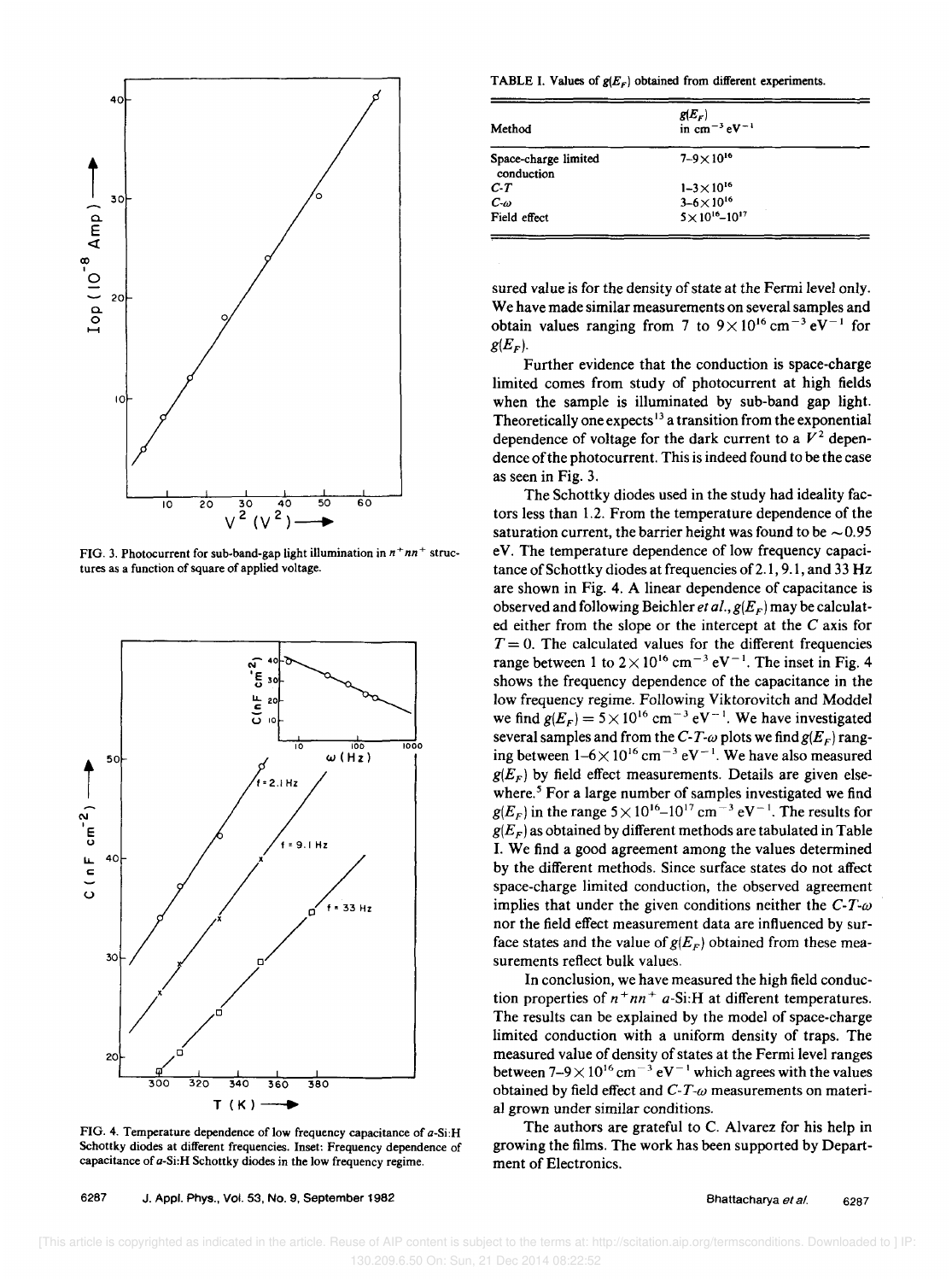FIG. 3. Photocurrent for sub-band-gap light illumination in $n^+nn^+$ structures as a function of square of applied voltage.

FIG. 4. Temperature dependence of low frequency capacitance of *a*-Si:H Schottky diodes at different frequencies. Inset: Frequency dependence of capacitance of *a*-Si:H Schottky diodes in the low frequency regime.

TABLE I. Values of $g(E_F)$ obtained from different experiments.

| Method | $g(E_F)$ in $\mathrm{cm}^{-3}\,\mathrm{eV}^{-1}$ |
|---|---|
| Space-charge limited conduction | $7\text{–}9\times10^{16}$ |
| $C$-$T$ | $1\text{–}3\times10^{16}$ |
| $C$-$\omega$ | $3\text{–}6\times10^{16}$ |
| Field effect | $5\times10^{16}\text{–}10^{17}$ |

sured value is for the density of state at the Fermi level only. We have made similar measurements on several samples and obtain values ranging from 7 to $9\times10^{16}\,\mathrm{cm}^{-3}\,\mathrm{eV}^{-1}$ for $g(E_F)$.

Further evidence that the conduction is space-charge limited comes from study of photocurrent at high fields when the sample is illuminated by sub-band gap light. Theoretically one expects[13] a transition from the exponential dependence of voltage for the dark current to a $V^2$ dependence of the photocurrent. This is indeed found to be the case as seen in Fig. 3.

The Schottky diodes used in the study had ideality factors less than 1.2. From the temperature dependence of the saturation current, the barrier height was found to be $\sim 0.95$ eV. The temperature dependence of low frequency capacitance of Schottky diodes at frequencies of 2.1, 9.1, and 33 Hz are shown in Fig. 4. A linear dependence of capacitance is observed and following Beichler *et al.*, $g(E_F)$ may be calculated either from the slope or the intercept at the $C$ axis for $T = 0$. The calculated values for the different frequencies range between 1 to $2\times10^{16}\,\mathrm{cm}^{-3}\,\mathrm{eV}^{-1}$. The inset in Fig. 4 shows the frequency dependence of the capacitance in the low frequency regime. Following Viktorovitch and Moddel we find $g(E_F) = 5\times10^{16}\,\mathrm{cm}^{-3}\,\mathrm{eV}^{-1}$. We have investigated several samples and from the $C$-$T$-$\omega$ plots we find $g(E_F)$ ranging between $1\text{–}6\times10^{16}\,\mathrm{cm}^{-3}\,\mathrm{eV}^{-1}$. We have also measured $g(E_F)$ by field effect measurements. Details are given elsewhere.[5] For a large number of samples investigated we find $g(E_F)$ in the range $5\times10^{16}\text{–}10^{17}\,\mathrm{cm}^{-3}\,\mathrm{eV}^{-1}$. The results for $g(E_F)$ as obtained by different methods are tabulated in Table I. We find a good agreement among the values determined by the different methods. Since surface states do not affect space-charge limited conduction, the observed agreement implies that under the given conditions neither the $C$-$T$-$\omega$ nor the field effect measurement data are influenced by surface states and the value of $g(E_F)$ obtained from these measurements reflect bulk values.

In conclusion, we have measured the high field conduction properties of $n^+nn^+$ *a*-Si:H at different temperatures. The results can be explained by the model of space-charge limited conduction with a uniform density of traps. The measured value of density of states at the Fermi level ranges between $7\text{–}9\times10^{16}\,\mathrm{cm}^{-3}\,\mathrm{eV}^{-1}$ which agrees with the values obtained by field effect and $C$-$T$-$\omega$ measurements on material grown under similar conditions.

The authors are grateful to C. Alvarez for his help in growing the films. The work has been supported by Department of Electronics.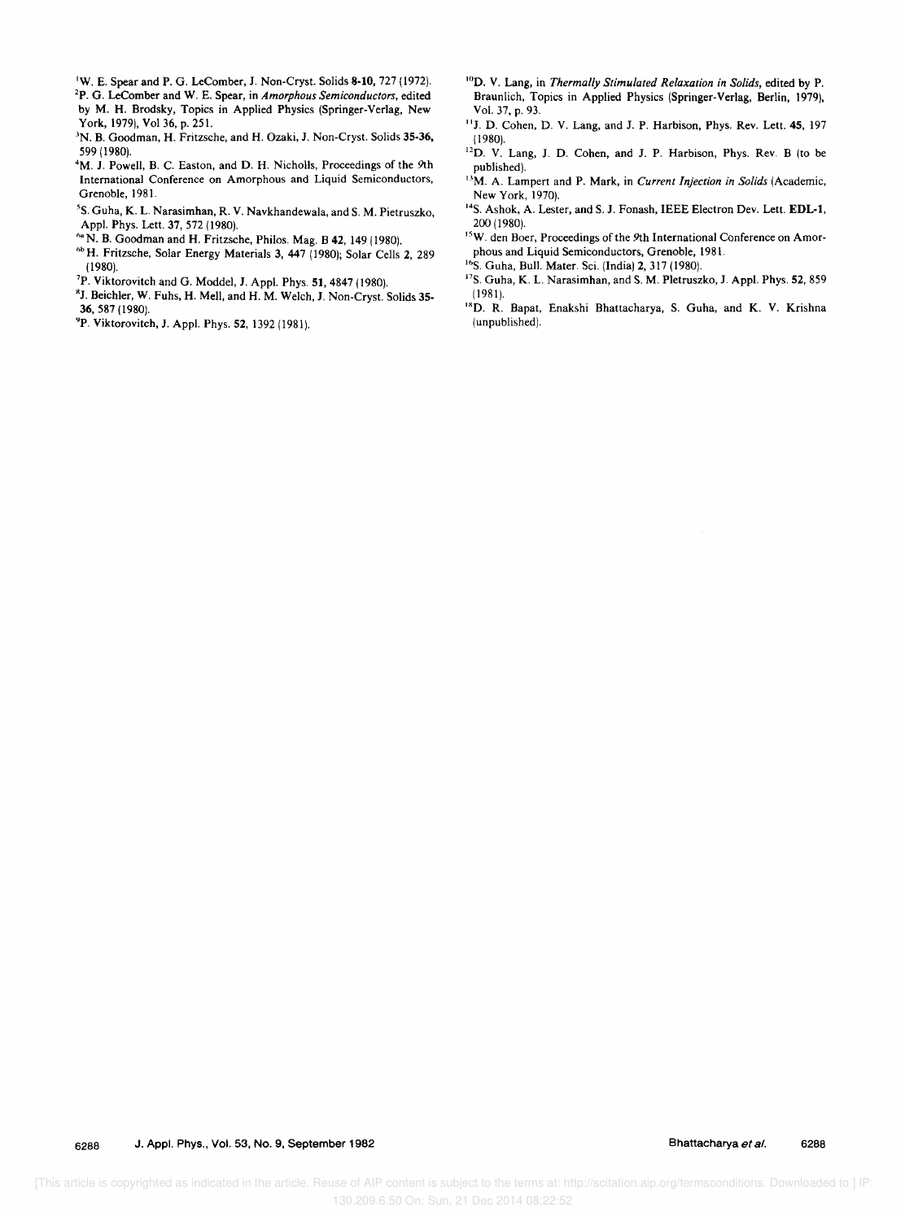[1]W. E. Spear and P. G. LeComber, J. Non-Cryst. Solids **8-10**, 727 (1972).

[2]P. G. LeComber and W. E. Spear, in *Amorphous Semiconductors*, edited by M. H. Brodsky, Topics in Applied Physics (Springer-Verlag, New York, 1979), Vol 36, p. 251.

[3]N. B. Goodman, H. Fritzsche, and H. Ozaki, J. Non-Cryst. Solids **35-36**, 599 (1980).

[4]M. J. Powell, B. C. Easton, and D. H. Nicholls, Proceedings of the 9th International Conference on Amorphous and Liquid Semiconductors, Grenoble, 1981.

[5]S. Guha, K. L. Narasimhan, R. V. Navkhandewala, and S. M. Pietruszko, Appl. Phys. Lett. **37**, 572 (1980).

[6a]N. B. Goodman and H. Fritzsche, Philos. Mag. B **42**, 149 (1980).

[6b]H. Fritzsche, Solar Energy Materials **3**, 447 (1980); Solar Cells **2**, 289 (1980).

[7]P. Viktorovitch and G. Moddel, J. Appl. Phys. **51**, 4847 (1980).

[8]J. Beichler, W. Fuhs, H. Mell, and H. M. Welch, J. Non-Cryst. Solids **35-36**, 587 (1980).

[9]P. Viktorovitch, J. Appl. Phys. **52**, 1392 (1981).

[10]D. V. Lang, in *Thermally Stimulated Relaxation in Solids*, edited by P. Braunlich, Topics in Applied Physics (Springer-Verlag, Berlin, 1979), Vol. 37, p. 93.

[11]J. D. Cohen, D. V. Lang, and J. P. Harbison, Phys. Rev. Lett. **45**, 197 (1980).

[12]D. V. Lang, J. D. Cohen, and J. P. Harbison, Phys. Rev. B (to be published).

[13]M. A. Lampert and P. Mark, in *Current Injection in Solids* (Academic, New York, 1970).

[14]S. Ashok, A. Lester, and S. J. Fonash, IEEE Electron Dev. Lett. **EDL-1**, 200 (1980).

[15]W. den Boer, Proceedings of the 9th International Conference on Amorphous and Liquid Semiconductors, Grenoble, 1981.

[16]S. Guha, Bull. Mater. Sci. (India) **2**, 317 (1980).

[17]S. Guha, K. L. Narasimhan, and S. M. Pietruszko, J. Appl. Phys. **52**, 859 (1981).

[18]D. R. Bapat, Enakshi Bhattacharya, S. Guha, and K. V. Krishna (unpublished).